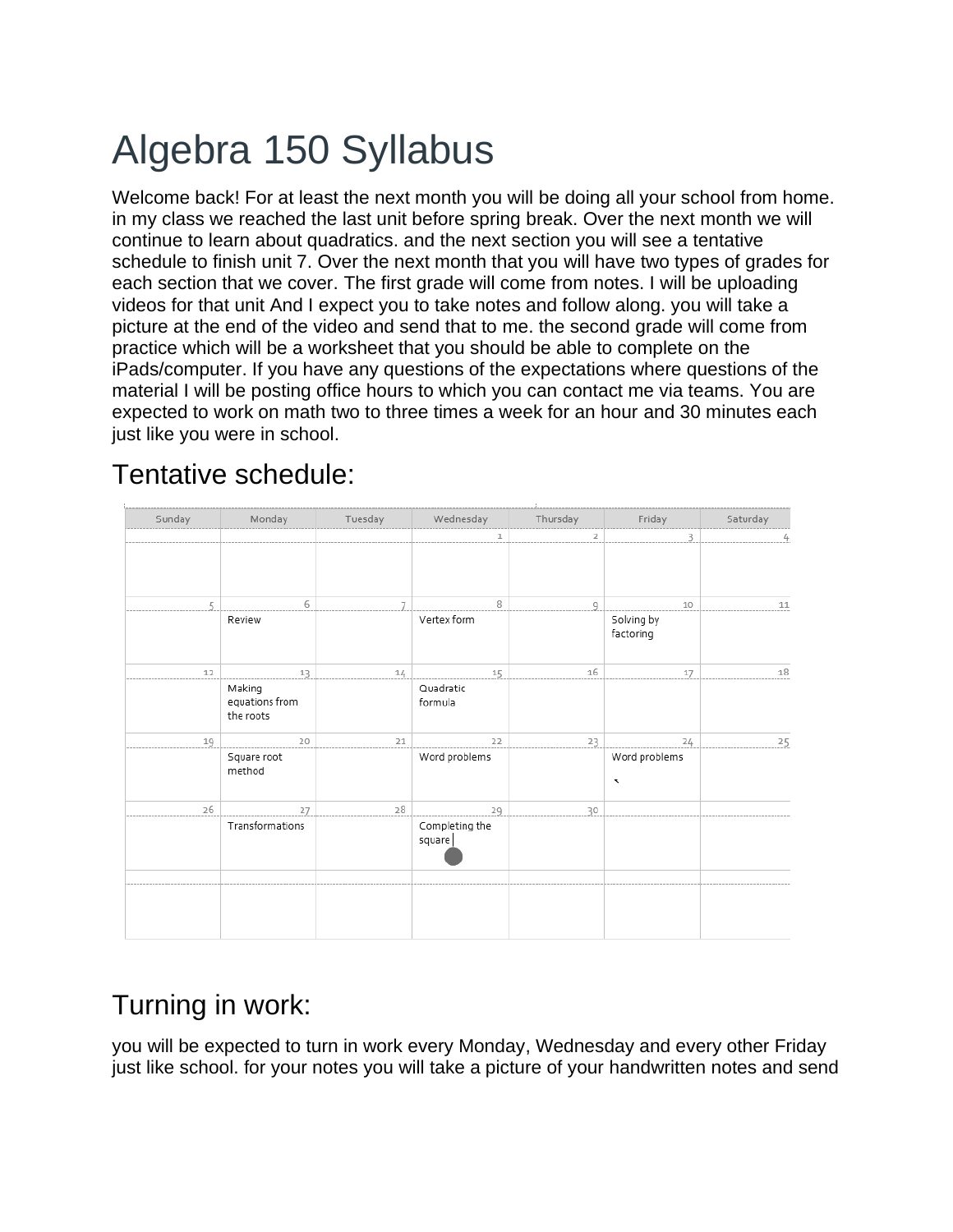# Algebra 150 Syllabus

Welcome back! For at least the next month you will be doing all your school from home. in my class we reached the last unit before spring break. Over the next month we will continue to learn about quadratics. and the next section you will see a tentative schedule to finish unit 7. Over the next month that you will have two types of grades for each section that we cover. The first grade will come from notes. I will be uploading videos for that unit And I expect you to take notes and follow along. you will take a picture at the end of the video and send that to me. the second grade will come from practice which will be a worksheet that you should be able to complete on the iPads/computer. If you have any questions of the expectations where questions of the material I will be posting office hours to which you can contact me via teams. You are expected to work on math two to three times a week for an hour and 30 minutes each just like you were in school.

## Tentative schedule:

| Sunday | Monday | Tuesday | Wednesday | Thursday | Friday | Saturday |
|---|---|---|---|---|---|---|
| | | | 1 | 2 | 3 | 4 |
| 5 | 6 Review | 7 | 8 Vertex form | 9 | 10 Solving by factoring | 11 |
| 12 | 13 Making equations from the roots | 14 | 15 Quadratic formula | 16 | 17 | 18 |
| 19 | 20 Square root method | 21 | 22 Word problems | 23 | 24 Word problems | 25 |
| 26 | 27 Transformations | 28 | 29 Completing the square | 30 | | |
| | | | | | | |

## Turning in work:

you will be expected to turn in work every Monday, Wednesday and every other Friday just like school. for your notes you will take a picture of your handwritten notes and send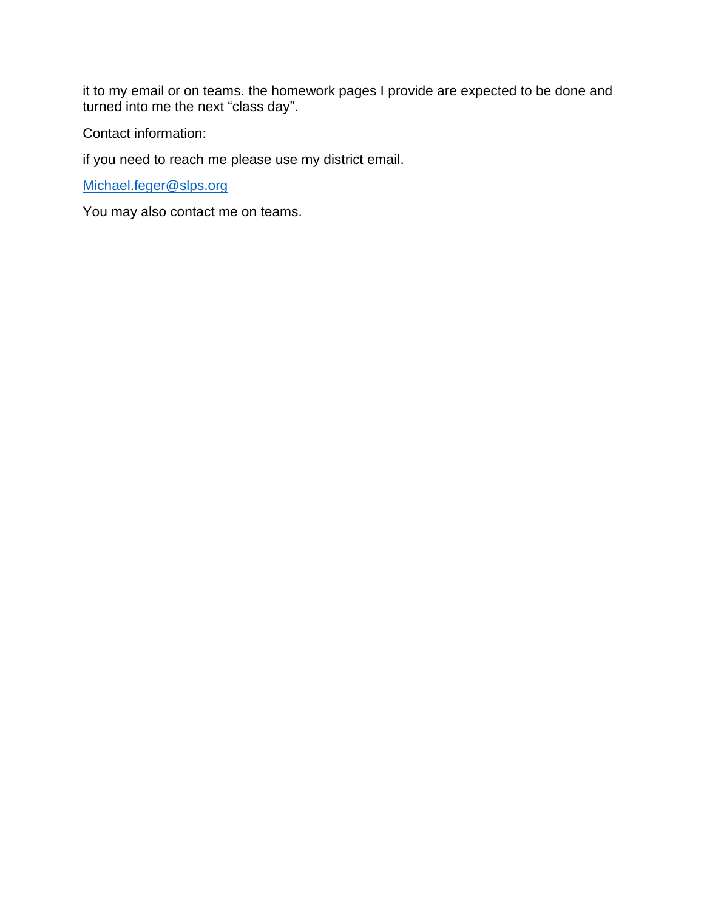it to my email or on teams. the homework pages I provide are expected to be done and turned into me the next "class day".

Contact information:

if you need to reach me please use my district email.

Michael.feger@slps.org

You may also contact me on teams.